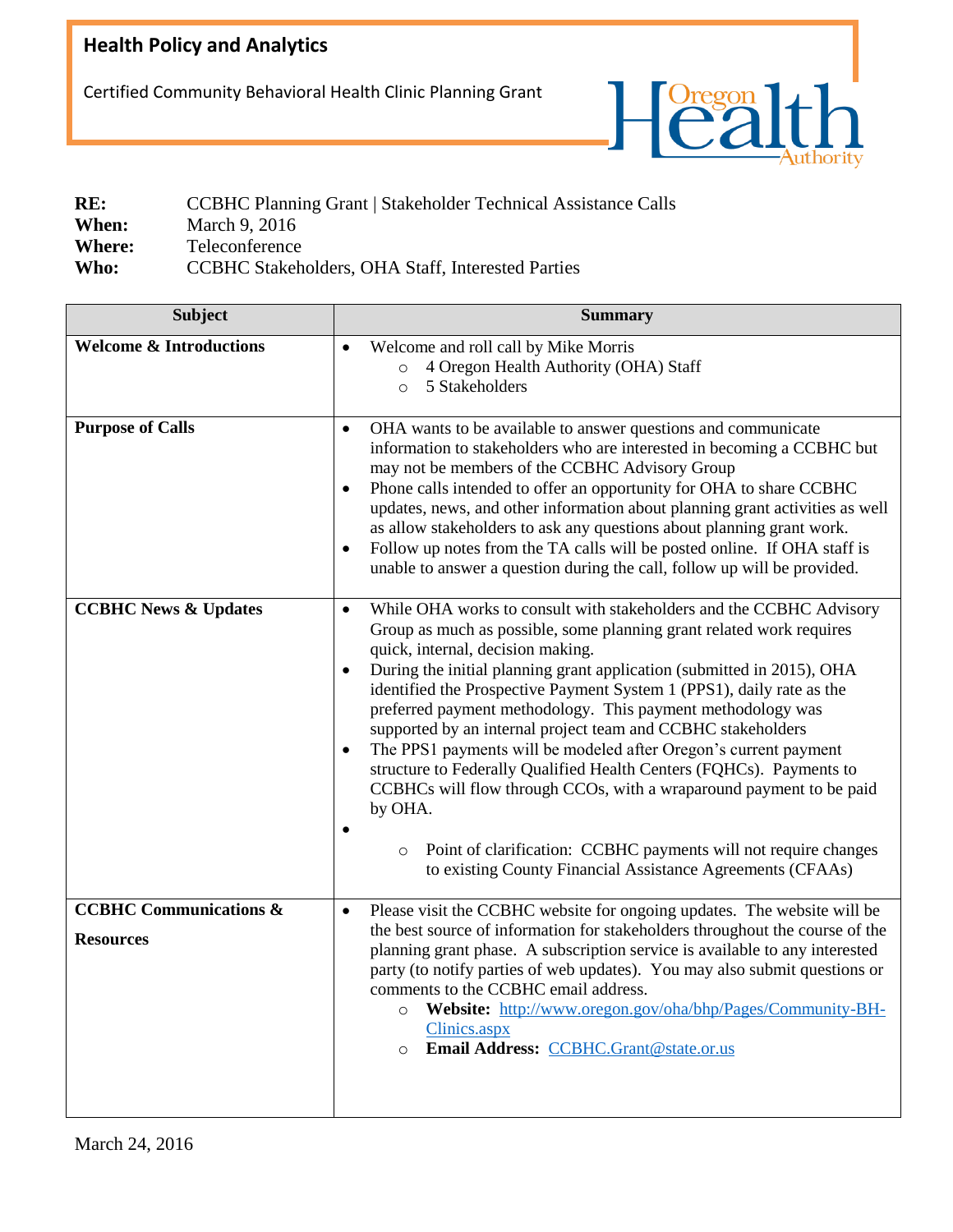## Health Policy and Analytics

Certified Community Behavioral Health Clinic Planning Grant

**RE:** CCBHC Planning Grant | Stakeholder Technical Assistance Calls
**When:** March 9, 2016
**Where:** Teleconference
**Who:** CCBHC Stakeholders, OHA Staff, Interested Parties

| Subject | Summary |
|---|---|
| **Welcome & Introductions** | • Welcome and roll call by Mike Morris<br>  ○ 4 Oregon Health Authority (OHA) Staff<br>  ○ 5 Stakeholders |
| **Purpose of Calls** | • OHA wants to be available to answer questions and communicate information to stakeholders who are interested in becoming a CCBHC but may not be members of the CCBHC Advisory Group<br>• Phone calls intended to offer an opportunity for OHA to share CCBHC updates, news, and other information about planning grant activities as well as allow stakeholders to ask any questions about planning grant work.<br>• Follow up notes from the TA calls will be posted online. If OHA staff is unable to answer a question during the call, follow up will be provided. |
| **CCBHC News & Updates** | • While OHA works to consult with stakeholders and the CCBHC Advisory Group as much as possible, some planning grant related work requires quick, internal, decision making.<br>• During the initial planning grant application (submitted in 2015), OHA identified the Prospective Payment System 1 (PPS1), daily rate as the preferred payment methodology. This payment methodology was supported by an internal project team and CCBHC stakeholders<br>• The PPS1 payments will be modeled after Oregon's current payment structure to Federally Qualified Health Centers (FQHCs). Payments to CCBHCs will flow through CCOs, with a wraparound payment to be paid by OHA.<br>•<br>  ○ Point of clarification: CCBHC payments will not require changes to existing County Financial Assistance Agreements (CFAAs) |
| **CCBHC Communications & Resources** | • Please visit the CCBHC website for ongoing updates. The website will be the best source of information for stakeholders throughout the course of the planning grant phase. A subscription service is available to any interested party (to notify parties of web updates). You may also submit questions or comments to the CCBHC email address.<br>  ○ **Website:** http://www.oregon.gov/oha/bhp/Pages/Community-BH-Clinics.aspx<br>  ○ **Email Address:** CCBHC.Grant@state.or.us |

March 24, 2016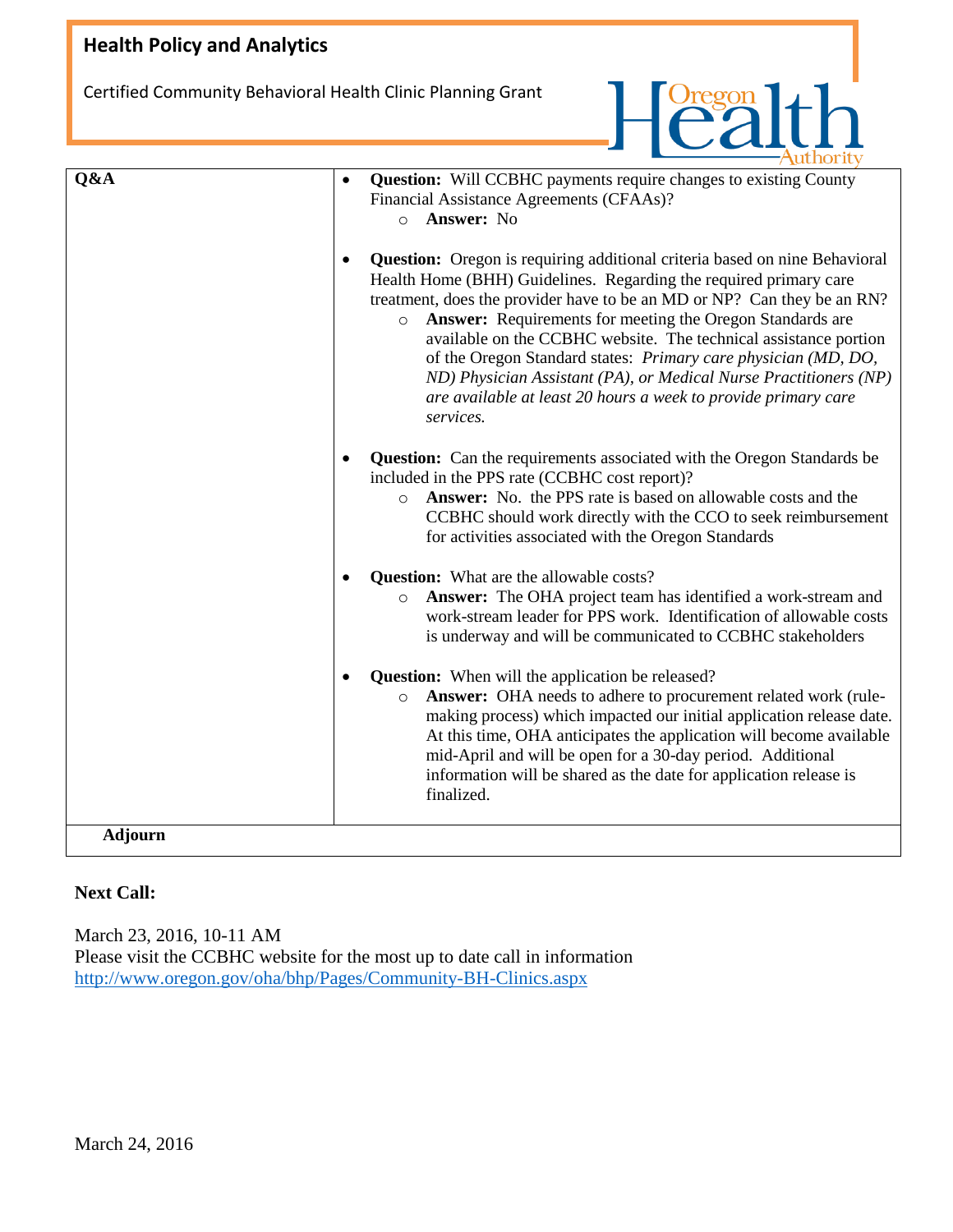| | |
|---|---|
| **Q&A** | • **Question:** Will CCBHC payments require changes to existing County Financial Assistance Agreements (CFAAs)?<br>  ○ **Answer:** No<br><br>• **Question:** Oregon is requiring additional criteria based on nine Behavioral Health Home (BHH) Guidelines. Regarding the required primary care treatment, does the provider have to be an MD or NP? Can they be an RN?<br>  ○ **Answer:** Requirements for meeting the Oregon Standards are available on the CCBHC website. The technical assistance portion of the Oregon Standard states: *Primary care physician (MD, DO, ND) Physician Assistant (PA), or Medical Nurse Practitioners (NP) are available at least 20 hours a week to provide primary care services.*<br><br>• **Question:** Can the requirements associated with the Oregon Standards be included in the PPS rate (CCBHC cost report)?<br>  ○ **Answer:** No. the PPS rate is based on allowable costs and the CCBHC should work directly with the CCO to seek reimbursement for activities associated with the Oregon Standards<br><br>• **Question:** What are the allowable costs?<br>  ○ **Answer:** The OHA project team has identified a work-stream and work-stream leader for PPS work. Identification of allowable costs is underway and will be communicated to CCBHC stakeholders<br><br>• **Question:** When will the application be released?<br>  ○ **Answer:** OHA needs to adhere to procurement related work (rule-making process) which impacted our initial application release date. At this time, OHA anticipates the application will become available mid-April and will be open for a 30-day period. Additional information will be shared as the date for application release is finalized. |
| **Adjourn** | |

**Next Call:**

March 23, 2016, 10-11 AM
Please visit the CCBHC website for the most up to date call in information
http://www.oregon.gov/oha/bhp/Pages/Community-BH-Clinics.aspx

March 24, 2016